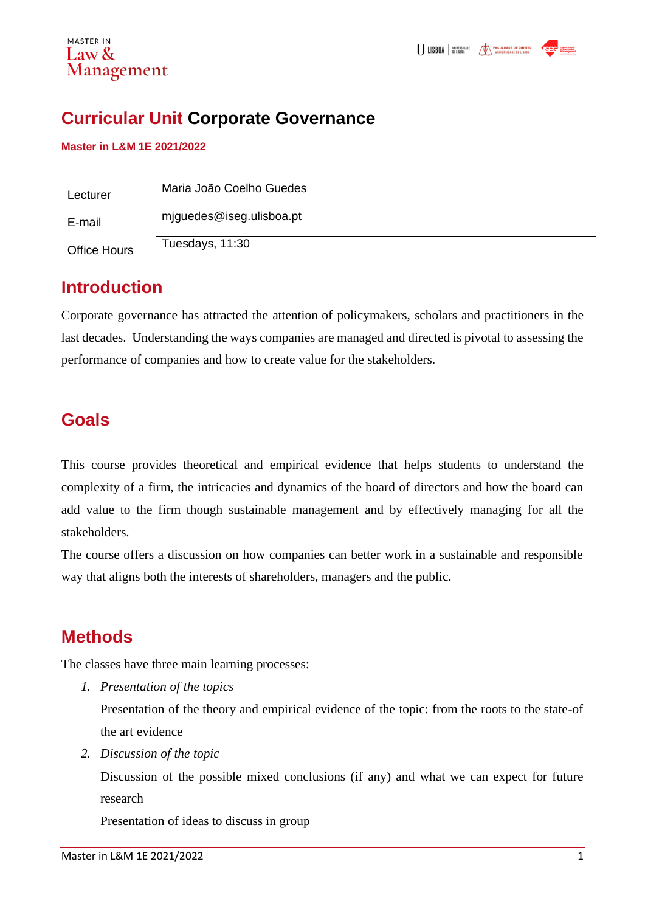MASTER IN
Law &
Management

# Curricular Unit Corporate Governance

**Master in L&M 1E 2021/2022**

| | |
|---|---|
| Lecturer | Maria João Coelho Guedes |
| E-mail | mjguedes@iseg.ulisboa.pt |
| Office Hours | Tuesdays, 11:30 |

## Introduction

Corporate governance has attracted the attention of policymakers, scholars and practitioners in the last decades. Understanding the ways companies are managed and directed is pivotal to assessing the performance of companies and how to create value for the stakeholders.

## Goals

This course provides theoretical and empirical evidence that helps students to understand the complexity of a firm, the intricacies and dynamics of the board of directors and how the board can add value to the firm though sustainable management and by effectively managing for all the stakeholders.

The course offers a discussion on how companies can better work in a sustainable and responsible way that aligns both the interests of shareholders, managers and the public.

## Methods

The classes have three main learning processes:

1. *Presentation of the topics*

   Presentation of the theory and empirical evidence of the topic: from the roots to the state-of the art evidence

2. *Discussion of the topic*

   Discussion of the possible mixed conclusions (if any) and what we can expect for future research

   Presentation of ideas to discuss in group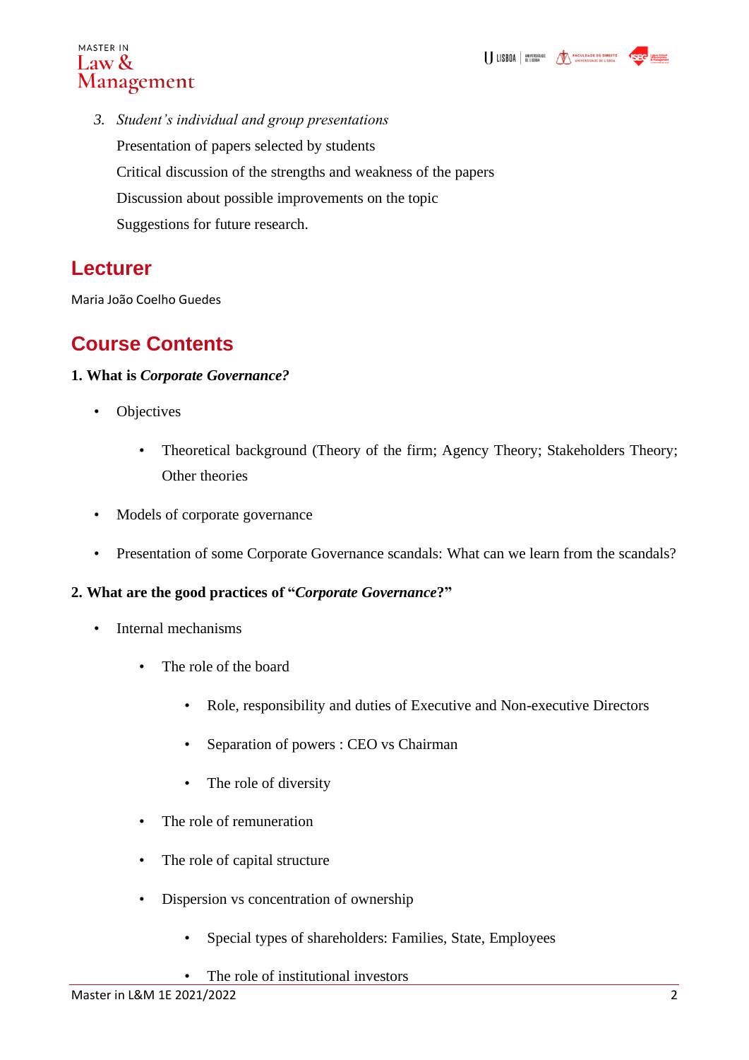3. *Student's individual and group presentations*

    Presentation of papers selected by students

    Critical discussion of the strengths and weakness of the papers

    Discussion about possible improvements on the topic

    Suggestions for future research.

## Lecturer

Maria João Coelho Guedes

## Course Contents

**1. What is *Corporate Governance?***

- Objectives
    - Theoretical background (Theory of the firm; Agency Theory; Stakeholders Theory; Other theories
- Models of corporate governance
- Presentation of some Corporate Governance scandals: What can we learn from the scandals?

**2. What are the good practices of "*Corporate Governance*?"**

- Internal mechanisms
    - The role of the board
        - Role, responsibility and duties of Executive and Non-executive Directors
        - Separation of powers : CEO vs Chairman
        - The role of diversity
    - The role of remuneration
    - The role of capital structure
    - Dispersion vs concentration of ownership
        - Special types of shareholders: Families, State, Employees
        - The role of institutional investors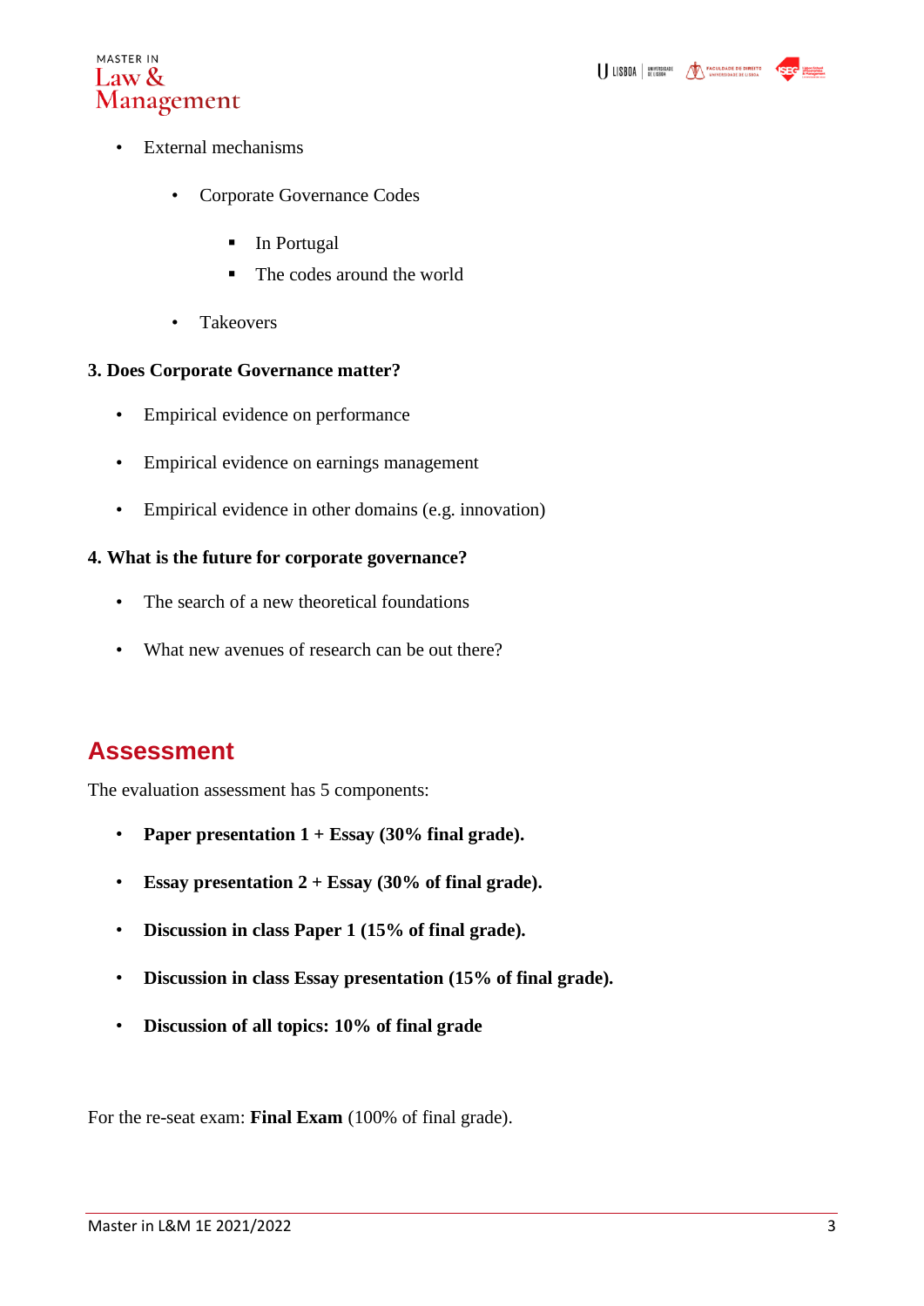- External mechanisms
    - Corporate Governance Codes
        - In Portugal
        - The codes around the world
    - Takeovers

**3. Does Corporate Governance matter?**

- Empirical evidence on performance
- Empirical evidence on earnings management
- Empirical evidence in other domains (e.g. innovation)

**4. What is the future for corporate governance?**

- The search of a new theoretical foundations
- What new avenues of research can be out there?

## Assessment

The evaluation assessment has 5 components:

- **Paper presentation 1 + Essay (30% final grade).**
- **Essay presentation 2 + Essay (30% of final grade).**
- **Discussion in class Paper 1 (15% of final grade).**
- **Discussion in class Essay presentation (15% of final grade).**
- **Discussion of all topics: 10% of final grade**

For the re-seat exam: **Final Exam** (100% of final grade).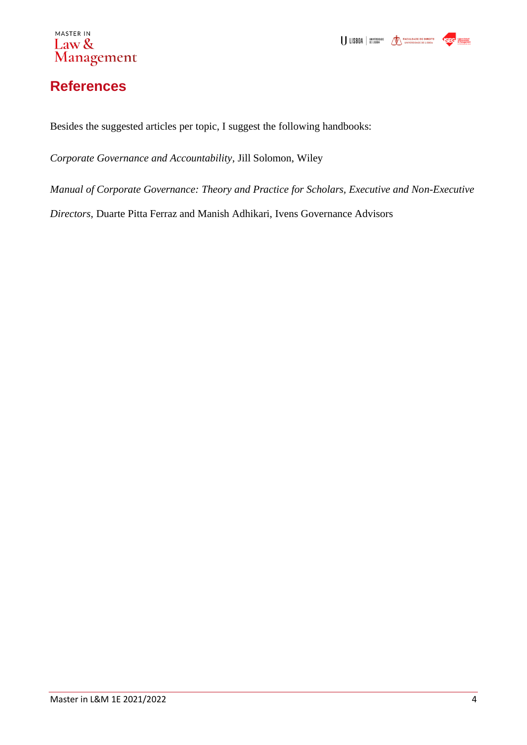## References

Besides the suggested articles per topic, I suggest the following handbooks:

*Corporate Governance and Accountability*, Jill Solomon, Wiley

*Manual of Corporate Governance: Theory and Practice for Scholars, Executive and Non-Executive Directors*, Duarte Pitta Ferraz and Manish Adhikari, Ivens Governance Advisors